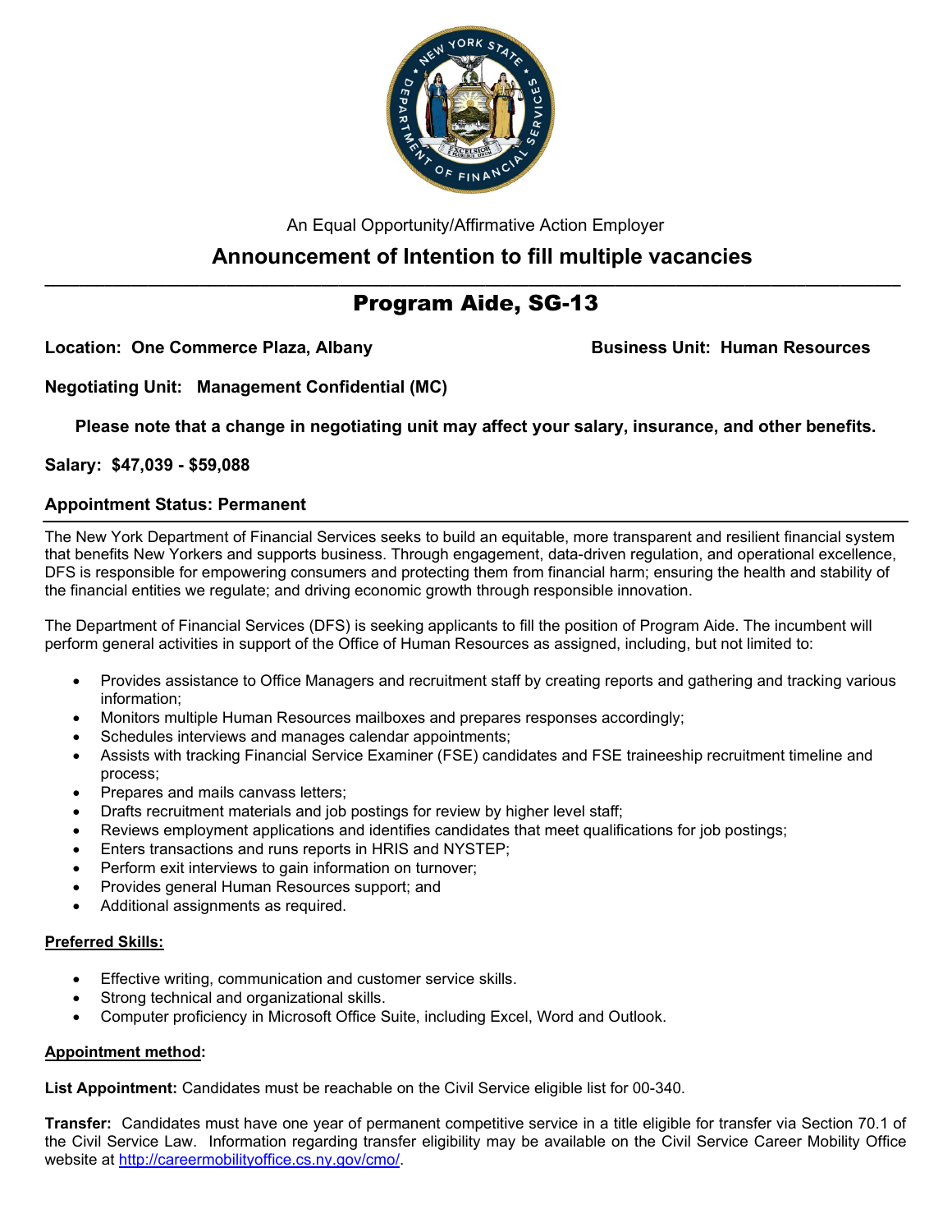An Equal Opportunity/Affirmative Action Employer

## Announcement of Intention to fill multiple vacancies

# Program Aide, SG-13

**Location: One Commerce Plaza, Albany** **Business Unit: Human Resources**

**Negotiating Unit: Management Confidential (MC)**

**Please note that a change in negotiating unit may affect your salary, insurance, and other benefits.**

**Salary: $47,039 - $59,088**

**Appointment Status: Permanent**

---

The New York Department of Financial Services seeks to build an equitable, more transparent and resilient financial system that benefits New Yorkers and supports business. Through engagement, data-driven regulation, and operational excellence, DFS is responsible for empowering consumers and protecting them from financial harm; ensuring the health and stability of the financial entities we regulate; and driving economic growth through responsible innovation.

The Department of Financial Services (DFS) is seeking applicants to fill the position of Program Aide. The incumbent will perform general activities in support of the Office of Human Resources as assigned, including, but not limited to:

- Provides assistance to Office Managers and recruitment staff by creating reports and gathering and tracking various information;
- Monitors multiple Human Resources mailboxes and prepares responses accordingly;
- Schedules interviews and manages calendar appointments;
- Assists with tracking Financial Service Examiner (FSE) candidates and FSE traineeship recruitment timeline and process;
- Prepares and mails canvass letters;
- Drafts recruitment materials and job postings for review by higher level staff;
- Reviews employment applications and identifies candidates that meet qualifications for job postings;
- Enters transactions and runs reports in HRIS and NYSTEP;
- Perform exit interviews to gain information on turnover;
- Provides general Human Resources support; and
- Additional assignments as required.

**Preferred Skills:**

- Effective writing, communication and customer service skills.
- Strong technical and organizational skills.
- Computer proficiency in Microsoft Office Suite, including Excel, Word and Outlook.

**Appointment method:**

**List Appointment:** Candidates must be reachable on the Civil Service eligible list for 00-340.

**Transfer:** Candidates must have one year of permanent competitive service in a title eligible for transfer via Section 70.1 of the Civil Service Law. Information regarding transfer eligibility may be available on the Civil Service Career Mobility Office website at http://careermobilityoffice.cs.ny.gov/cmo/.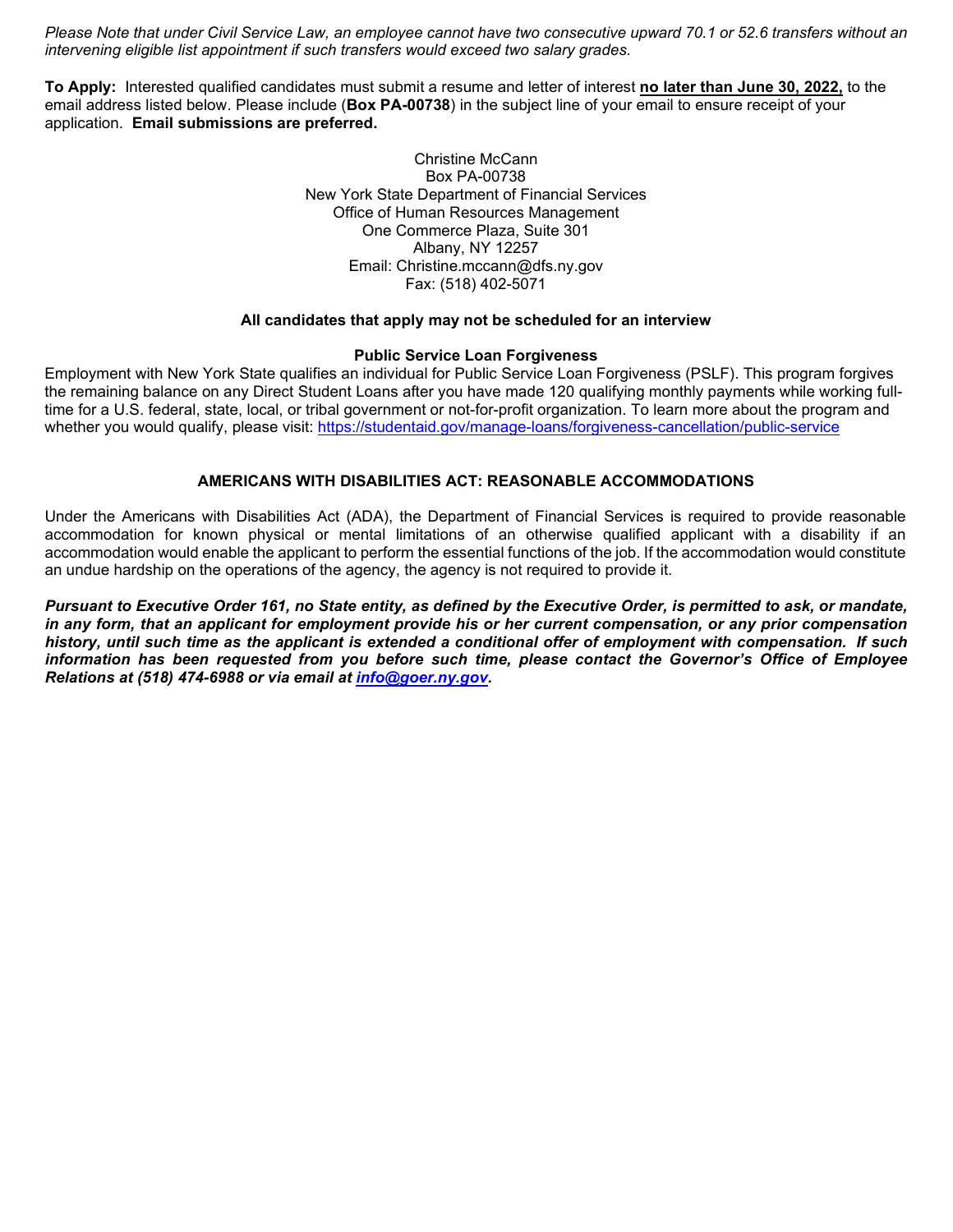*Please Note that under Civil Service Law, an employee cannot have two consecutive upward 70.1 or 52.6 transfers without an intervening eligible list appointment if such transfers would exceed two salary grades.*

**To Apply:** Interested qualified candidates must submit a resume and letter of interest **no later than June 30, 2022,** to the email address listed below. Please include (**Box PA-00738**) in the subject line of your email to ensure receipt of your application. **Email submissions are preferred.**

Christine McCann
Box PA-00738
New York State Department of Financial Services
Office of Human Resources Management
One Commerce Plaza, Suite 301
Albany, NY 12257
Email: Christine.mccann@dfs.ny.gov
Fax: (518) 402-5071

**All candidates that apply may not be scheduled for an interview**

**Public Service Loan Forgiveness**

Employment with New York State qualifies an individual for Public Service Loan Forgiveness (PSLF). This program forgives the remaining balance on any Direct Student Loans after you have made 120 qualifying monthly payments while working full-time for a U.S. federal, state, local, or tribal government or not-for-profit organization. To learn more about the program and whether you would qualify, please visit: https://studentaid.gov/manage-loans/forgiveness-cancellation/public-service

**AMERICANS WITH DISABILITIES ACT: REASONABLE ACCOMMODATIONS**

Under the Americans with Disabilities Act (ADA), the Department of Financial Services is required to provide reasonable accommodation for known physical or mental limitations of an otherwise qualified applicant with a disability if an accommodation would enable the applicant to perform the essential functions of the job. If the accommodation would constitute an undue hardship on the operations of the agency, the agency is not required to provide it.

***Pursuant to Executive Order 161, no State entity, as defined by the Executive Order, is permitted to ask, or mandate, in any form, that an applicant for employment provide his or her current compensation, or any prior compensation history, until such time as the applicant is extended a conditional offer of employment with compensation. If such information has been requested from you before such time, please contact the Governor's Office of Employee Relations at (518) 474-6988 or via email at info@goer.ny.gov.***